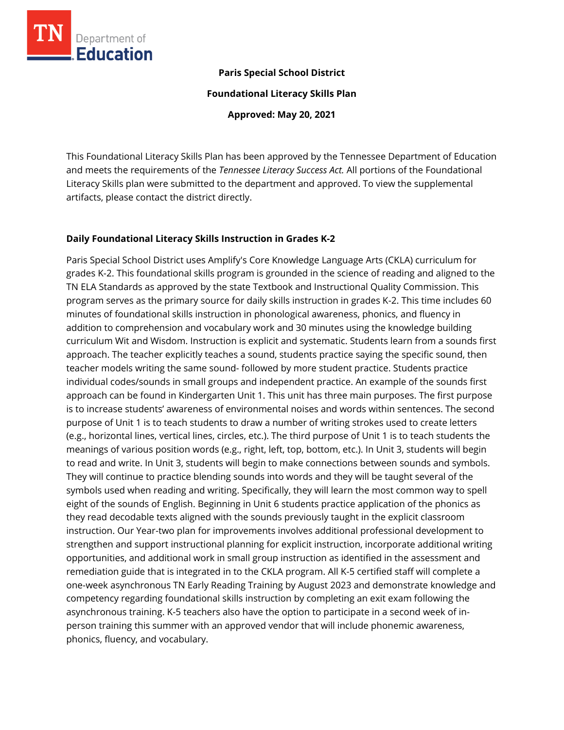**Paris Special School District**

**Foundational Literacy Skills Plan**

**Approved: May 20, 2021**

This Foundational Literacy Skills Plan has been approved by the Tennessee Department of Education and meets the requirements of the *Tennessee Literacy Success Act.* All portions of the Foundational Literacy Skills plan were submitted to the department and approved. To view the supplemental artifacts, please contact the district directly.

## Daily Foundational Literacy Skills Instruction in Grades K-2

Paris Special School District uses Amplify's Core Knowledge Language Arts (CKLA) curriculum for grades K-2. This foundational skills program is grounded in the science of reading and aligned to the TN ELA Standards as approved by the state Textbook and Instructional Quality Commission. This program serves as the primary source for daily skills instruction in grades K-2. This time includes 60 minutes of foundational skills instruction in phonological awareness, phonics, and fluency in addition to comprehension and vocabulary work and 30 minutes using the knowledge building curriculum Wit and Wisdom. Instruction is explicit and systematic. Students learn from a sounds first approach. The teacher explicitly teaches a sound, students practice saying the specific sound, then teacher models writing the same sound- followed by more student practice. Students practice individual codes/sounds in small groups and independent practice. An example of the sounds first approach can be found in Kindergarten Unit 1. This unit has three main purposes. The first purpose is to increase students' awareness of environmental noises and words within sentences. The second purpose of Unit 1 is to teach students to draw a number of writing strokes used to create letters (e.g., horizontal lines, vertical lines, circles, etc.). The third purpose of Unit 1 is to teach students the meanings of various position words (e.g., right, left, top, bottom, etc.). In Unit 3, students will begin to read and write. In Unit 3, students will begin to make connections between sounds and symbols. They will continue to practice blending sounds into words and they will be taught several of the symbols used when reading and writing. Specifically, they will learn the most common way to spell eight of the sounds of English. Beginning in Unit 6 students practice application of the phonics as they read decodable texts aligned with the sounds previously taught in the explicit classroom instruction. Our Year-two plan for improvements involves additional professional development to strengthen and support instructional planning for explicit instruction, incorporate additional writing opportunities, and additional work in small group instruction as identified in the assessment and remediation guide that is integrated in to the CKLA program. All K-5 certified staff will complete a one-week asynchronous TN Early Reading Training by August 2023 and demonstrate knowledge and competency regarding foundational skills instruction by completing an exit exam following the asynchronous training. K-5 teachers also have the option to participate in a second week of in-person training this summer with an approved vendor that will include phonemic awareness, phonics, fluency, and vocabulary.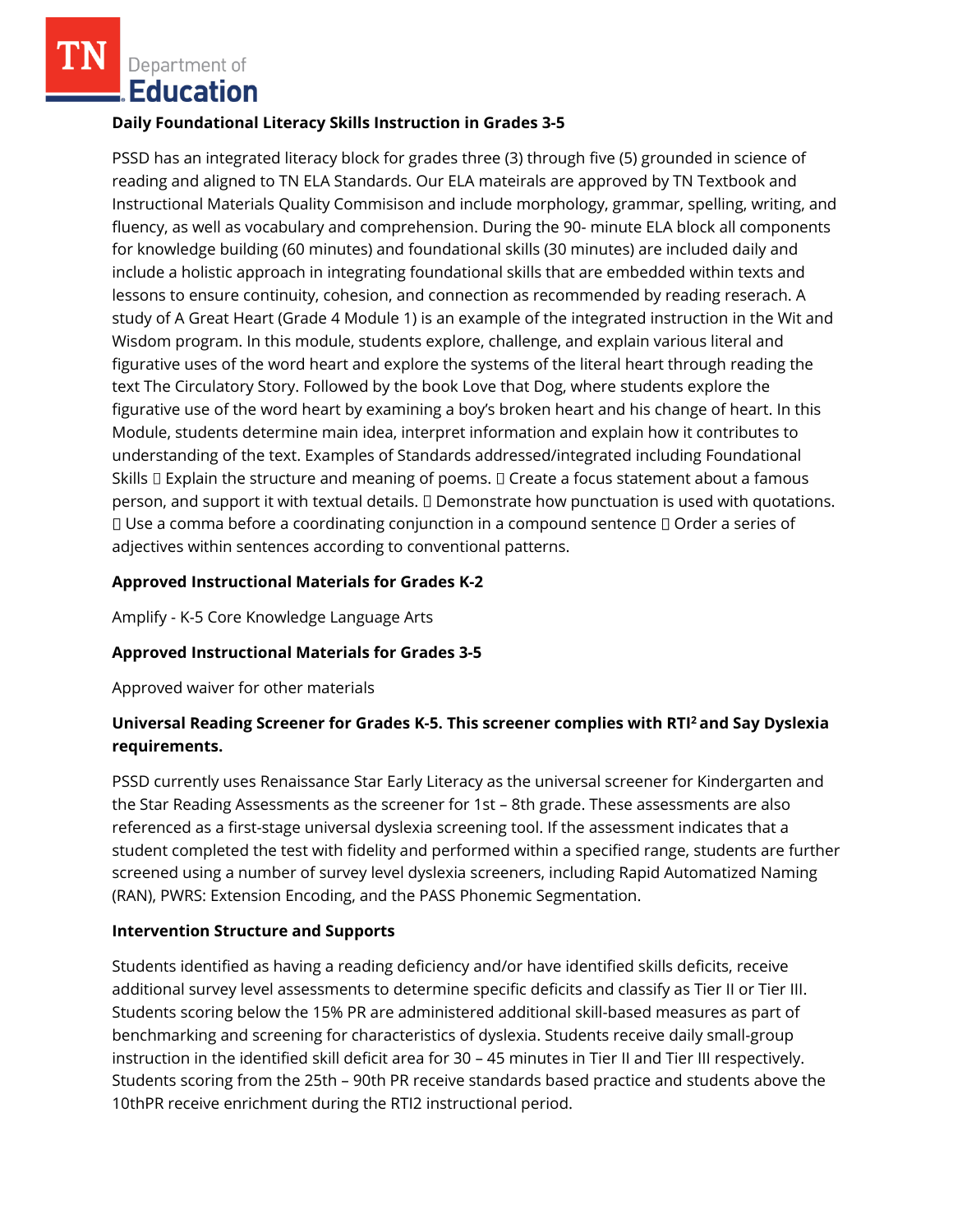### Daily Foundational Literacy Skills Instruction in Grades 3-5

PSSD has an integrated literacy block for grades three (3) through five (5) grounded in science of reading and aligned to TN ELA Standards. Our ELA mateirals are approved by TN Textbook and Instructional Materials Quality Commisison and include morphology, grammar, spelling, writing, and fluency, as well as vocabulary and comprehension. During the 90- minute ELA block all components for knowledge building (60 minutes) and foundational skills (30 minutes) are included daily and include a holistic approach in integrating foundational skills that are embedded within texts and lessons to ensure continuity, cohesion, and connection as recommended by reading reserach. A study of A Great Heart (Grade 4 Module 1) is an example of the integrated instruction in the Wit and Wisdom program. In this module, students explore, challenge, and explain various literal and figurative uses of the word heart and explore the systems of the literal heart through reading the text The Circulatory Story. Followed by the book Love that Dog, where students explore the figurative use of the word heart by examining a boy's broken heart and his change of heart. In this Module, students determine main idea, interpret information and explain how it contributes to understanding of the text. Examples of Standards addressed/integrated including Foundational Skills  Explain the structure and meaning of poems.  Create a focus statement about a famous person, and support it with textual details.  Demonstrate how punctuation is used with quotations.  Use a comma before a coordinating conjunction in a compound sentence  Order a series of adjectives within sentences according to conventional patterns.

### Approved Instructional Materials for Grades K-2

Amplify - K-5 Core Knowledge Language Arts

### Approved Instructional Materials for Grades 3-5

Approved waiver for other materials

### Universal Reading Screener for Grades K-5. This screener complies with RTI[2] and Say Dyslexia requirements.

PSSD currently uses Renaissance Star Early Literacy as the universal screener for Kindergarten and the Star Reading Assessments as the screener for 1st – 8th grade. These assessments are also referenced as a first-stage universal dyslexia screening tool. If the assessment indicates that a student completed the test with fidelity and performed within a specified range, students are further screened using a number of survey level dyslexia screeners, including Rapid Automatized Naming (RAN), PWRS: Extension Encoding, and the PASS Phonemic Segmentation.

### Intervention Structure and Supports

Students identified as having a reading deficiency and/or have identified skills deficits, receive additional survey level assessments to determine specific deficits and classify as Tier II or Tier III. Students scoring below the 15% PR are administered additional skill-based measures as part of benchmarking and screening for characteristics of dyslexia. Students receive daily small-group instruction in the identified skill deficit area for 30 – 45 minutes in Tier II and Tier III respectively. Students scoring from the 25th – 90th PR receive standards based practice and students above the 10thPR receive enrichment during the RTI2 instructional period.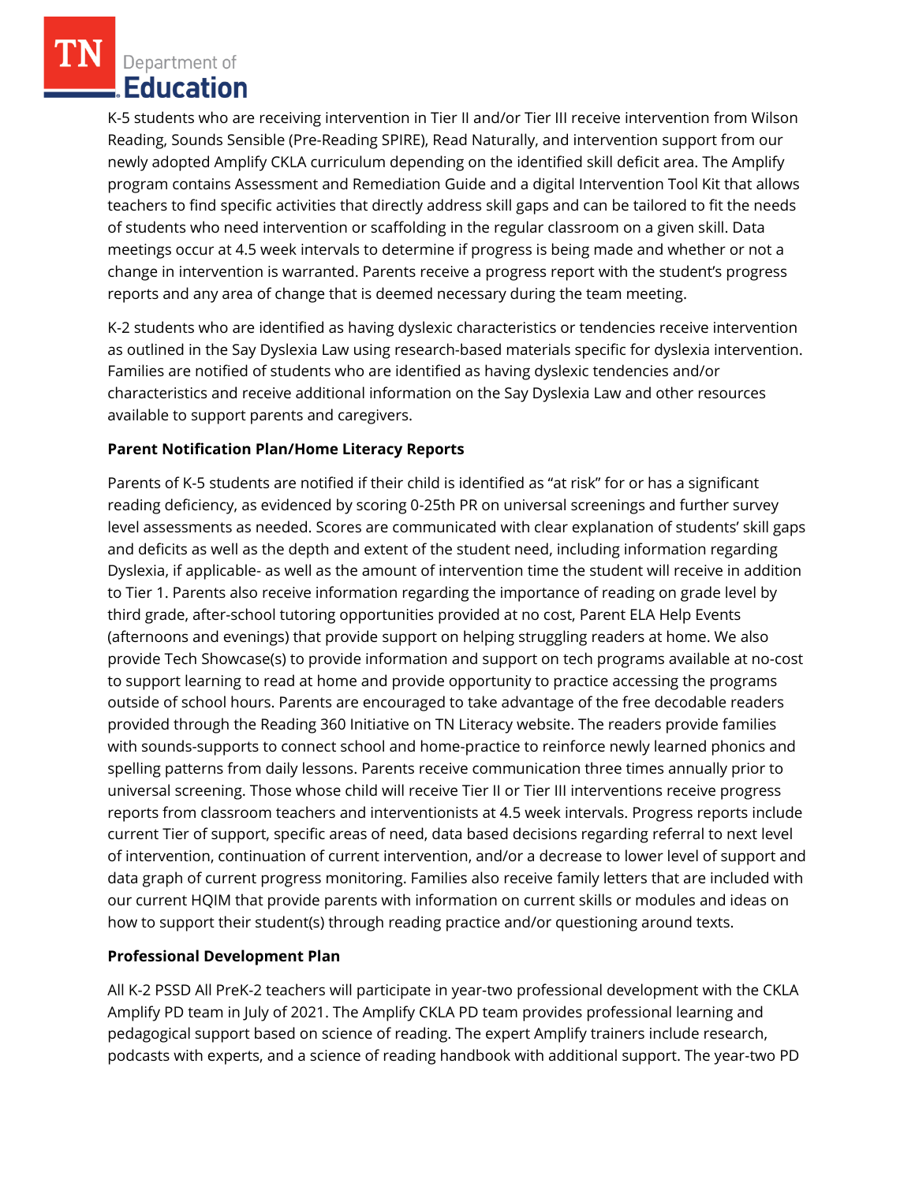K-5 students who are receiving intervention in Tier II and/or Tier III receive intervention from Wilson Reading, Sounds Sensible (Pre-Reading SPIRE), Read Naturally, and intervention support from our newly adopted Amplify CKLA curriculum depending on the identified skill deficit area. The Amplify program contains Assessment and Remediation Guide and a digital Intervention Tool Kit that allows teachers to find specific activities that directly address skill gaps and can be tailored to fit the needs of students who need intervention or scaffolding in the regular classroom on a given skill. Data meetings occur at 4.5 week intervals to determine if progress is being made and whether or not a change in intervention is warranted. Parents receive a progress report with the student's progress reports and any area of change that is deemed necessary during the team meeting.

K-2 students who are identified as having dyslexic characteristics or tendencies receive intervention as outlined in the Say Dyslexia Law using research-based materials specific for dyslexia intervention. Families are notified of students who are identified as having dyslexic tendencies and/or characteristics and receive additional information on the Say Dyslexia Law and other resources available to support parents and caregivers.

**Parent Notification Plan/Home Literacy Reports**

Parents of K-5 students are notified if their child is identified as "at risk" for or has a significant reading deficiency, as evidenced by scoring 0-25th PR on universal screenings and further survey level assessments as needed. Scores are communicated with clear explanation of students' skill gaps and deficits as well as the depth and extent of the student need, including information regarding Dyslexia, if applicable- as well as the amount of intervention time the student will receive in addition to Tier 1. Parents also receive information regarding the importance of reading on grade level by third grade, after-school tutoring opportunities provided at no cost, Parent ELA Help Events (afternoons and evenings) that provide support on helping struggling readers at home. We also provide Tech Showcase(s) to provide information and support on tech programs available at no-cost to support learning to read at home and provide opportunity to practice accessing the programs outside of school hours. Parents are encouraged to take advantage of the free decodable readers provided through the Reading 360 Initiative on TN Literacy website. The readers provide families with sounds-supports to connect school and home-practice to reinforce newly learned phonics and spelling patterns from daily lessons. Parents receive communication three times annually prior to universal screening. Those whose child will receive Tier II or Tier III interventions receive progress reports from classroom teachers and interventionists at 4.5 week intervals. Progress reports include current Tier of support, specific areas of need, data based decisions regarding referral to next level of intervention, continuation of current intervention, and/or a decrease to lower level of support and data graph of current progress monitoring. Families also receive family letters that are included with our current HQIM that provide parents with information on current skills or modules and ideas on how to support their student(s) through reading practice and/or questioning around texts.

**Professional Development Plan**

All K-2 PSSD All PreK-2 teachers will participate in year-two professional development with the CKLA Amplify PD team in July of 2021. The Amplify CKLA PD team provides professional learning and pedagogical support based on science of reading. The expert Amplify trainers include research, podcasts with experts, and a science of reading handbook with additional support. The year-two PD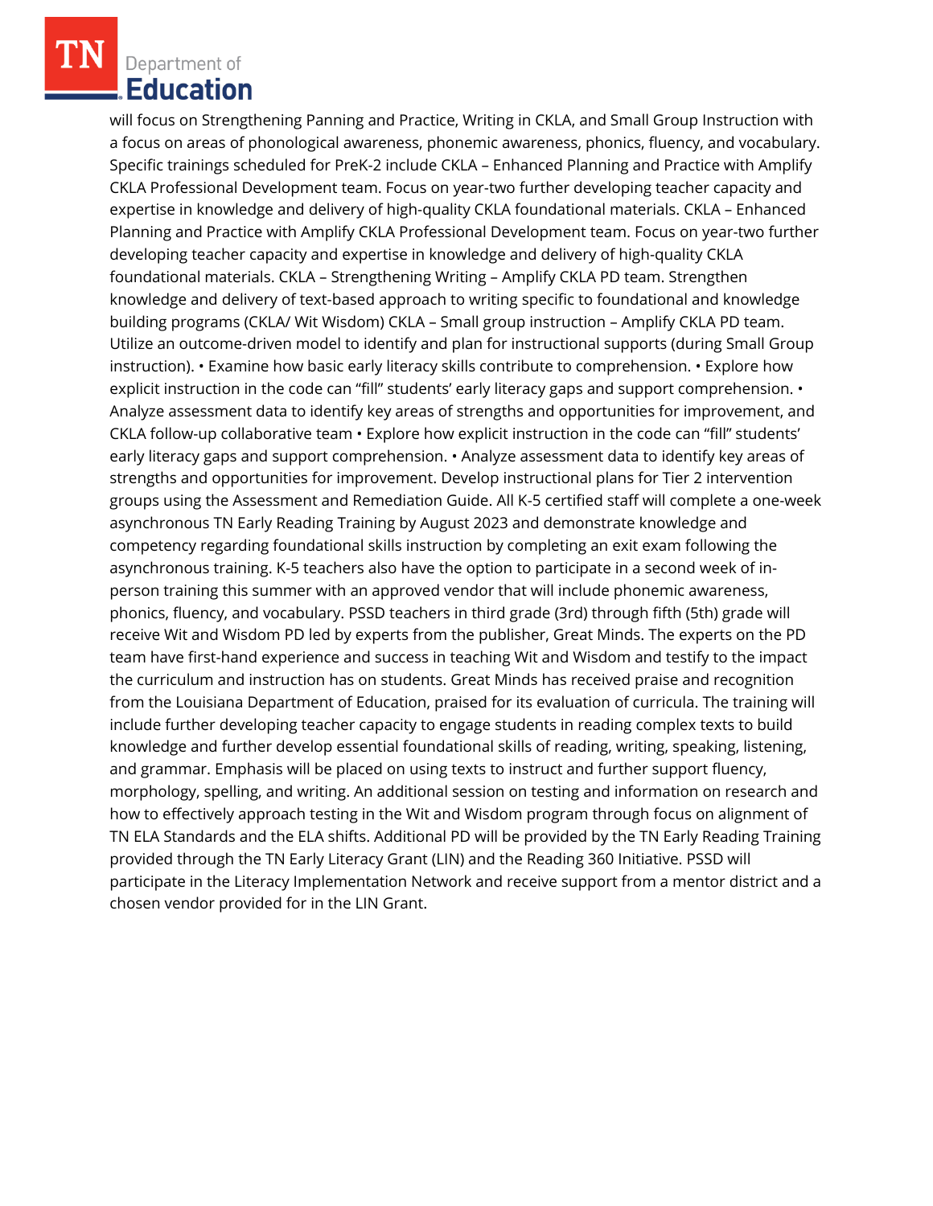will focus on Strengthening Panning and Practice, Writing in CKLA, and Small Group Instruction with a focus on areas of phonological awareness, phonemic awareness, phonics, fluency, and vocabulary. Specific trainings scheduled for PreK-2 include CKLA – Enhanced Planning and Practice with Amplify CKLA Professional Development team. Focus on year-two further developing teacher capacity and expertise in knowledge and delivery of high-quality CKLA foundational materials. CKLA – Enhanced Planning and Practice with Amplify CKLA Professional Development team. Focus on year-two further developing teacher capacity and expertise in knowledge and delivery of high-quality CKLA foundational materials. CKLA – Strengthening Writing – Amplify CKLA PD team. Strengthen knowledge and delivery of text-based approach to writing specific to foundational and knowledge building programs (CKLA/ Wit Wisdom) CKLA – Small group instruction – Amplify CKLA PD team. Utilize an outcome-driven model to identify and plan for instructional supports (during Small Group instruction). • Examine how basic early literacy skills contribute to comprehension. • Explore how explicit instruction in the code can “fill” students’ early literacy gaps and support comprehension. • Analyze assessment data to identify key areas of strengths and opportunities for improvement, and CKLA follow-up collaborative team • Explore how explicit instruction in the code can “fill” students’ early literacy gaps and support comprehension. • Analyze assessment data to identify key areas of strengths and opportunities for improvement. Develop instructional plans for Tier 2 intervention groups using the Assessment and Remediation Guide. All K-5 certified staff will complete a one-week asynchronous TN Early Reading Training by August 2023 and demonstrate knowledge and competency regarding foundational skills instruction by completing an exit exam following the asynchronous training. K-5 teachers also have the option to participate in a second week of in-person training this summer with an approved vendor that will include phonemic awareness, phonics, fluency, and vocabulary. PSSD teachers in third grade (3rd) through fifth (5th) grade will receive Wit and Wisdom PD led by experts from the publisher, Great Minds. The experts on the PD team have first-hand experience and success in teaching Wit and Wisdom and testify to the impact the curriculum and instruction has on students. Great Minds has received praise and recognition from the Louisiana Department of Education, praised for its evaluation of curricula. The training will include further developing teacher capacity to engage students in reading complex texts to build knowledge and further develop essential foundational skills of reading, writing, speaking, listening, and grammar. Emphasis will be placed on using texts to instruct and further support fluency, morphology, spelling, and writing. An additional session on testing and information on research and how to effectively approach testing in the Wit and Wisdom program through focus on alignment of TN ELA Standards and the ELA shifts. Additional PD will be provided by the TN Early Reading Training provided through the TN Early Literacy Grant (LIN) and the Reading 360 Initiative. PSSD will participate in the Literacy Implementation Network and receive support from a mentor district and a chosen vendor provided for in the LIN Grant.